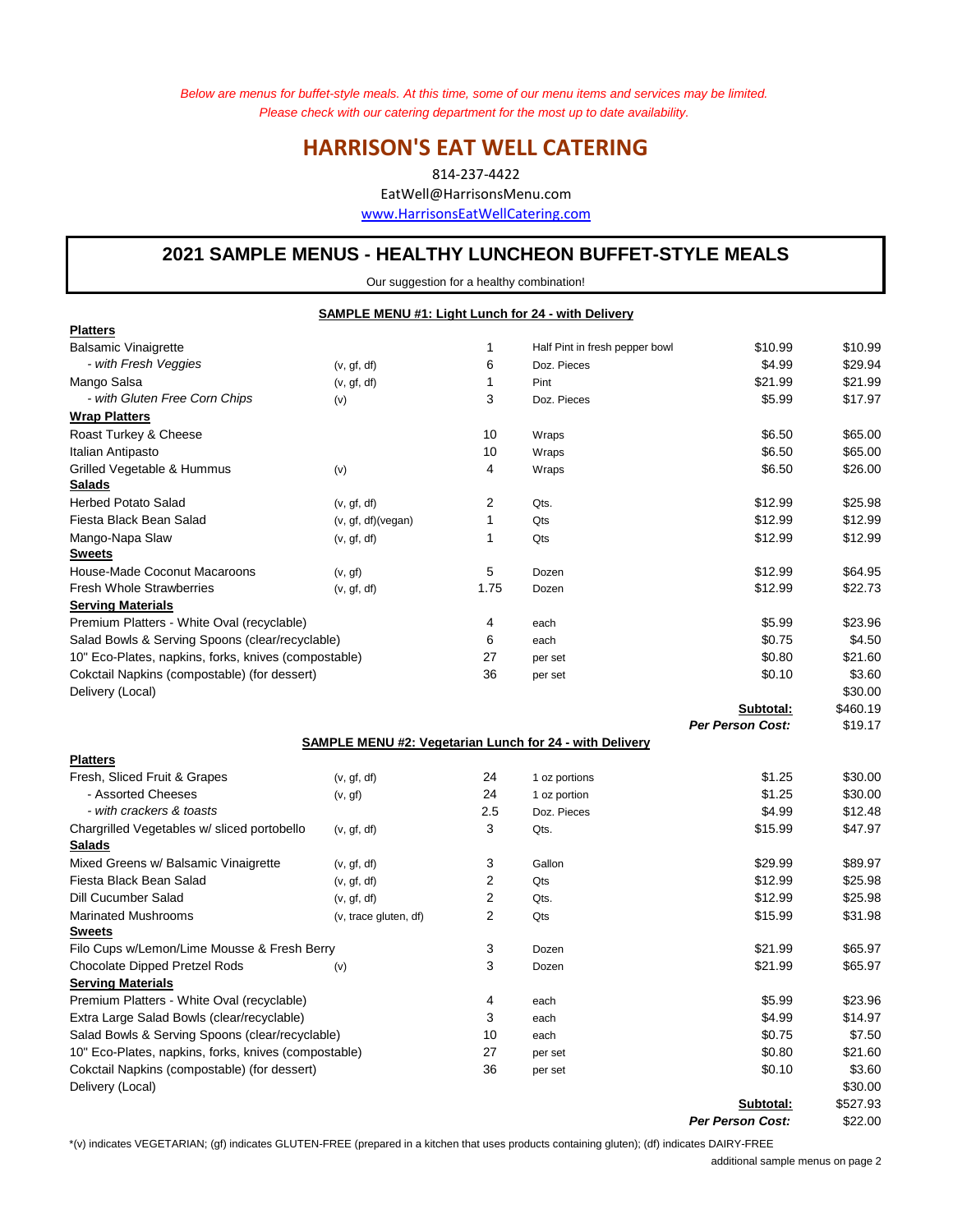*Below are menus for buffet-style meals. At this time, some of our menu items and services may be limited.*
*Please check with our catering department for the most up to date availability.*

# HARRISON'S EAT WELL CATERING

814-237-4422

EatWell@HarrisonsMenu.com

www.HarrisonsEatWellCatering.com

## 2021 SAMPLE MENUS - HEALTHY LUNCHEON BUFFET-STYLE MEALS

Our suggestion for a healthy combination!

### SAMPLE MENU #1: Light Lunch for 24 - with Delivery

| Item | Diet | Qty | Unit | Price | Total |
|---|---|---|---|---|---|
| **Platters** | | | | | |
| Balsamic Vinaigrette | | 1 | Half Pint in fresh pepper bowl | $10.99 | $10.99 |
| *- with Fresh Veggies* | (v, gf, df) | 6 | Doz. Pieces | $4.99 | $29.94 |
| Mango Salsa | (v, gf, df) | 1 | Pint | $21.99 | $21.99 |
| *- with Gluten Free Corn Chips* | (v) | 3 | Doz. Pieces | $5.99 | $17.97 |
| **Wrap Platters** | | | | | |
| Roast Turkey & Cheese | | 10 | Wraps | $6.50 | $65.00 |
| Italian Antipasto | | 10 | Wraps | $6.50 | $65.00 |
| Grilled Vegetable & Hummus | (v) | 4 | Wraps | $6.50 | $26.00 |
| **Salads** | | | | | |
| Herbed Potato Salad | (v, gf, df) | 2 | Qts. | $12.99 | $25.98 |
| Fiesta Black Bean Salad | (v, gf, df)(vegan) | 1 | Qts | $12.99 | $12.99 |
| Mango-Napa Slaw | (v, gf, df) | 1 | Qts | $12.99 | $12.99 |
| **Sweets** | | | | | |
| House-Made Coconut Macaroons | (v, gf) | 5 | Dozen | $12.99 | $64.95 |
| Fresh Whole Strawberries | (v, gf, df) | 1.75 | Dozen | $12.99 | $22.73 |
| **Serving Materials** | | | | | |
| Premium Platters - White Oval (recyclable) | | 4 | each | $5.99 | $23.96 |
| Salad Bowls & Serving Spoons (clear/recyclable) | | 6 | each | $0.75 | $4.50 |
| 10" Eco-Plates, napkins, forks, knives (compostable) | | 27 | per set | $0.80 | $21.60 |
| Cokctail Napkins (compostable) (for dessert) | | 36 | per set | $0.10 | $3.60 |
| Delivery (Local) | | | | | $30.00 |
| | | | | **Subtotal:** | $460.19 |
| | | | | ***Per Person Cost:*** | $19.17 |

### SAMPLE MENU #2: Vegetarian Lunch for 24 - with Delivery

| Item | Diet | Qty | Unit | Price | Total |
|---|---|---|---|---|---|
| **Platters** | | | | | |
| Fresh, Sliced Fruit & Grapes | (v, gf, df) | 24 | 1 oz portions | $1.25 | $30.00 |
| - Assorted Cheeses | (v, gf) | 24 | 1 oz portion | $1.25 | $30.00 |
| *- with crackers & toasts* | | 2.5 | Doz. Pieces | $4.99 | $12.48 |
| Chargrilled Vegetables w/ sliced portobello | (v, gf, df) | 3 | Qts. | $15.99 | $47.97 |
| **Salads** | | | | | |
| Mixed Greens w/ Balsamic Vinaigrette | (v, gf, df) | 3 | Gallon | $29.99 | $89.97 |
| Fiesta Black Bean Salad | (v, gf, df) | 2 | Qts | $12.99 | $25.98 |
| Dill Cucumber Salad | (v, gf, df) | 2 | Qts. | $12.99 | $25.98 |
| Marinated Mushrooms | (v, trace gluten, df) | 2 | Qts | $15.99 | $31.98 |
| **Sweets** | | | | | |
| Filo Cups w/Lemon/Lime Mousse & Fresh Berry | | 3 | Dozen | $21.99 | $65.97 |
| Chocolate Dipped Pretzel Rods | (v) | 3 | Dozen | $21.99 | $65.97 |
| **Serving Materials** | | | | | |
| Premium Platters - White Oval (recyclable) | | 4 | each | $5.99 | $23.96 |
| Extra Large Salad Bowls (clear/recyclable) | | 3 | each | $4.99 | $14.97 |
| Salad Bowls & Serving Spoons (clear/recyclable) | | 10 | each | $0.75 | $7.50 |
| 10" Eco-Plates, napkins, forks, knives (compostable) | | 27 | per set | $0.80 | $21.60 |
| Cokctail Napkins (compostable) (for dessert) | | 36 | per set | $0.10 | $3.60 |
| Delivery (Local) | | | | | $30.00 |
| | | | | **Subtotal:** | $527.93 |
| | | | | ***Per Person Cost:*** | $22.00 |

*(v) indicates VEGETARIAN; (gf) indicates GLUTEN-FREE (prepared in a kitchen that uses products containing gluten); (df) indicates DAIRY-FREE

additional sample menus on page 2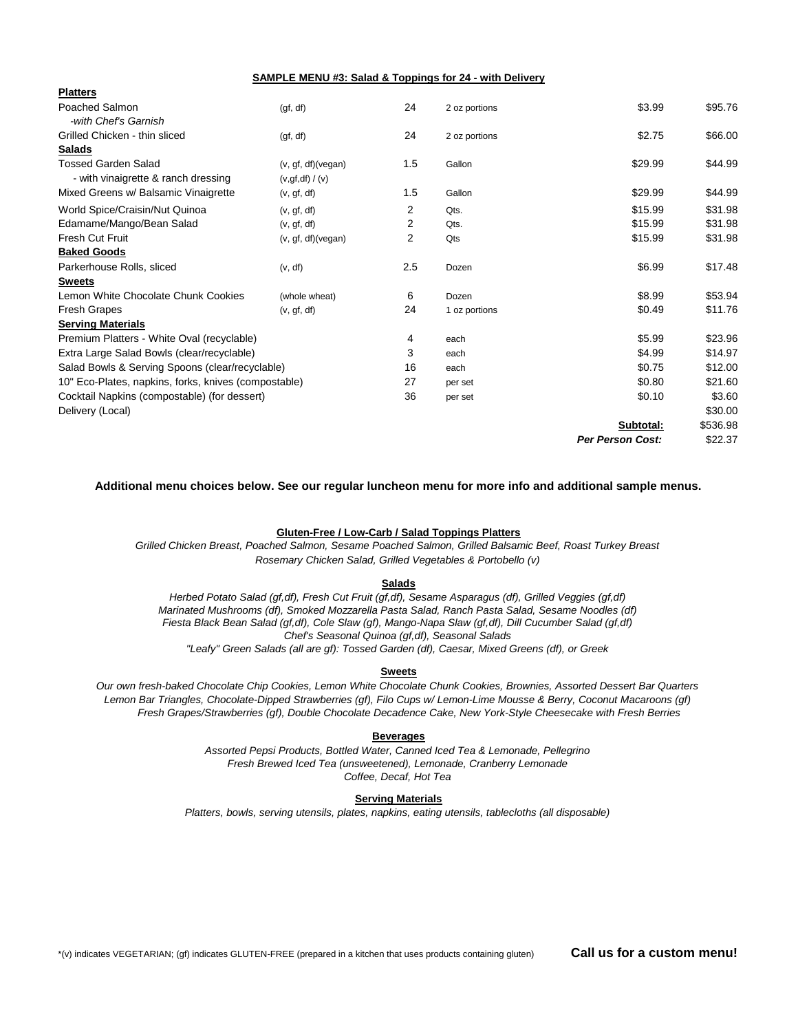## SAMPLE MENU #3: Salad & Toppings for 24 - with Delivery

| | | | | | |
|---|---|---|---|---|---|
| **Platters** | | | | | |
| Poached Salmon | (gf, df) | 24 | 2 oz portions | $3.99 | $95.76 |
| *-with Chef's Garnish* | | | | | |
| Grilled Chicken - thin sliced | (gf, df) | 24 | 2 oz portions | $2.75 | $66.00 |
| **Salads** | | | | | |
| Tossed Garden Salad | (v, gf, df)(vegan) | 1.5 | Gallon | $29.99 | $44.99 |
| - with vinaigrette & ranch dressing | (v,gf,df) / (v) | | | | |
| Mixed Greens w/ Balsamic Vinaigrette | (v, gf, df) | 1.5 | Gallon | $29.99 | $44.99 |
| World Spice/Craisin/Nut Quinoa | (v, gf, df) | 2 | Qts. | $15.99 | $31.98 |
| Edamame/Mango/Bean Salad | (v, gf, df) | 2 | Qts. | $15.99 | $31.98 |
| Fresh Cut Fruit | (v, gf, df)(vegan) | 2 | Qts | $15.99 | $31.98 |
| **Baked Goods** | | | | | |
| Parkerhouse Rolls, sliced | (v, df) | 2.5 | Dozen | $6.99 | $17.48 |
| **Sweets** | | | | | |
| Lemon White Chocolate Chunk Cookies | (whole wheat) | 6 | Dozen | $8.99 | $53.94 |
| Fresh Grapes | (v, gf, df) | 24 | 1 oz portions | $0.49 | $11.76 |
| **Serving Materials** | | | | | |
| Premium Platters - White Oval (recyclable) | | 4 | each | $5.99 | $23.96 |
| Extra Large Salad Bowls (clear/recyclable) | | 3 | each | $4.99 | $14.97 |
| Salad Bowls & Serving Spoons (clear/recyclable) | | 16 | each | $0.75 | $12.00 |
| 10" Eco-Plates, napkins, forks, knives (compostable) | | 27 | per set | $0.80 | $21.60 |
| Cocktail Napkins (compostable) (for dessert) | | 36 | per set | $0.10 | $3.60 |
| Delivery (Local) | | | | | $30.00 |
| | | | | **Subtotal:** | $536.98 |
| | | | | ***Per Person Cost:*** | $22.37 |

**Additional menu choices below. See our regular luncheon menu for more info and additional sample menus.**

### Gluten-Free / Low-Carb / Salad Toppings Platters

*Grilled Chicken Breast, Poached Salmon, Sesame Poached Salmon, Grilled Balsamic Beef, Roast Turkey Breast*
*Rosemary Chicken Salad, Grilled Vegetables & Portobello (v)*

### Salads

*Herbed Potato Salad (gf,df), Fresh Cut Fruit (gf,df), Sesame Asparagus (df), Grilled Veggies (gf,df)*
*Marinated Mushrooms (df), Smoked Mozzarella Pasta Salad, Ranch Pasta Salad, Sesame Noodles (df)*
*Fiesta Black Bean Salad (gf,df), Cole Slaw (gf), Mango-Napa Slaw (gf,df), Dill Cucumber Salad (gf,df)*
*Chef's Seasonal Quinoa (gf,df), Seasonal Salads*
*"Leafy" Green Salads (all are gf): Tossed Garden (df), Caesar, Mixed Greens (df), or Greek*

### Sweets

*Our own fresh-baked Chocolate Chip Cookies, Lemon White Chocolate Chunk Cookies, Brownies, Assorted Dessert Bar Quarters*
*Lemon Bar Triangles, Chocolate-Dipped Strawberries (gf), Filo Cups w/ Lemon-Lime Mousse & Berry, Coconut Macaroons (gf)*
*Fresh Grapes/Strawberries (gf), Double Chocolate Decadence Cake, New York-Style Cheesecake with Fresh Berries*

### Beverages

*Assorted Pepsi Products, Bottled Water, Canned Iced Tea & Lemonade, Pellegrino*
*Fresh Brewed Iced Tea (unsweetened), Lemonade, Cranberry Lemonade*
*Coffee, Decaf, Hot Tea*

### Serving Materials

*Platters, bowls, serving utensils, plates, napkins, eating utensils, tablecloths (all disposable)*

*(v) indicates VEGETARIAN; (gf) indicates GLUTEN-FREE (prepared in a kitchen that uses products containing gluten)

**Call us for a custom menu!**